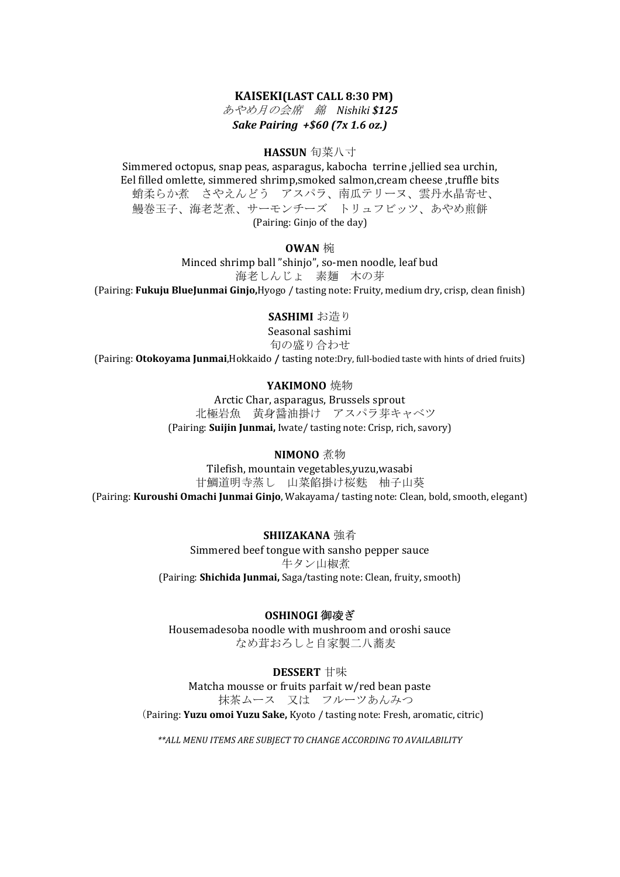## KAISEKI(LAST CALL 8:30 PM)

*あやめ月の会席　錦　Nishiki* ***$125***

***Sake Pairing +$60 (7x 1.6 oz.)***

### HASSUN 旬菜八寸

Simmered octopus, snap peas, asparagus, kabocha terrine ,jellied sea urchin, Eel filled omlette, simmered shrimp,smoked salmon,cream cheese ,truffle bits

蛸柔らか煮　さやえんどう　アスパラ、南瓜テリーヌ、雲丹水晶寄せ、鰻巻玉子、海老芝煮、サーモンチーズ　トリュフビッツ、あやめ煎餅

(Pairing: Ginjo of the day)

### OWAN 椀

Minced shrimp ball "shinjo", so-men noodle, leaf bud

海老しんじょ　素麺　木の芽

(Pairing: **Fukuju BlueJunmai Ginjo,**Hyogo / tasting note: Fruity, medium dry, crisp, clean finish)

### SASHIMI お造り

Seasonal sashimi

旬の盛り合わせ

(Pairing: **Otokoyama Junmai**,Hokkaido **/** tasting note:Dry, full-bodied taste with hints of dried fruits)

### YAKIMONO 焼物

Arctic Char, asparagus, Brussels sprout

北極岩魚　黄身醤油掛け　アスパラ芽キャベツ

(Pairing: **Suijin Junmai,** Iwate/ tasting note: Crisp, rich, savory)

### NIMONO 煮物

Tilefish, mountain vegetables,yuzu,wasabi

甘鯛道明寺蒸し　山菜餡掛け桜麩　柚子山葵

(Pairing: **Kuroushi Omachi Junmai Ginjo**, Wakayama/ tasting note: Clean, bold, smooth, elegant)

### SHIIZAKANA 強肴

Simmered beef tongue with sansho pepper sauce

牛タン山椒煮

(Pairing: **Shichida Junmai,** Saga/tasting note: Clean, fruity, smooth)

### OSHINOGI 御凌ぎ

Housemadesoba noodle with mushroom and oroshi sauce

なめ茸おろしと自家製二八蕎麦

### DESSERT 甘味

Matcha mousse or fruits parfait w/red bean paste

抹茶ムース　又は　フルーツあんみつ

(Pairing: **Yuzu omoi Yuzu Sake,** Kyoto / tasting note: Fresh, aromatic, citric)

*\*\*ALL MENU ITEMS ARE SUBJECT TO CHANGE ACCORDING TO AVAILABILITY*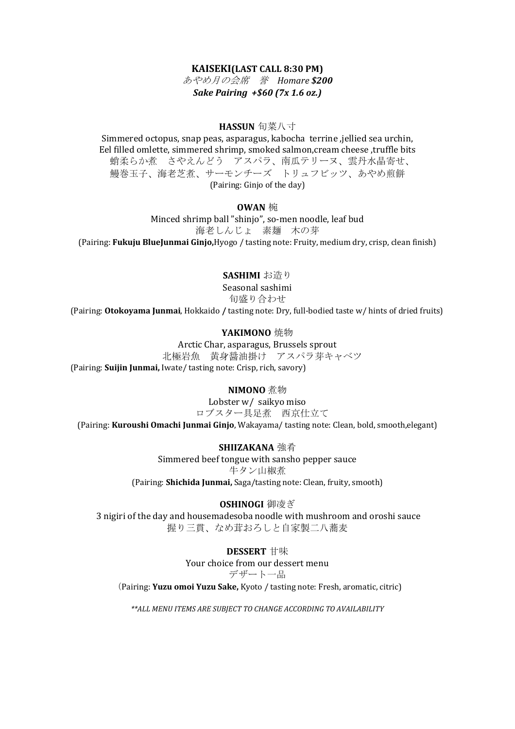## KAISEKI(LAST CALL 8:30 PM)

*あやめ月の会席　誉　Homare **$200***

***Sake Pairing +$60 (7x 1.6 oz.)***

### HASSUN 旬菜八寸

Simmered octopus, snap peas, asparagus, kabocha terrine ,jellied sea urchin, Eel filled omlette, simmered shrimp, smoked salmon,cream cheese ,truffle bits

蛸柔らか煮　さやえんどう　アスパラ、南瓜テリーヌ、雲丹水晶寄せ、鰻巻玉子、海老芝煮、サーモンチーズ　トリュフビッツ、あやめ煎餅

(Pairing: Ginjo of the day)

### OWAN 椀

Minced shrimp ball "shinjo", so-men noodle, leaf bud

海老しんじょ　素麺　木の芽

(Pairing: **Fukuju BlueJunmai Ginjo,**Hyogo / tasting note: Fruity, medium dry, crisp, clean finish)

### SASHIMI お造り

Seasonal sashimi

旬盛り合わせ

(Pairing: **Otokoyama Junmai**, Hokkaido / tasting note: Dry, full-bodied taste w/ hints of dried fruits)

### YAKIMONO 焼物

Arctic Char, asparagus, Brussels sprout

北極岩魚　黄身醤油掛け　アスパラ芽キャベツ

(Pairing: **Suijin Junmai,** Iwate/ tasting note: Crisp, rich, savory)

### NIMONO 煮物

Lobster w/ saikyo miso

ロブスター具足煮　西京仕立て

(Pairing: **Kuroushi Omachi Junmai Ginjo**, Wakayama/ tasting note: Clean, bold, smooth,elegant)

### SHIIZAKANA 強肴

Simmered beef tongue with sansho pepper sauce

牛タン山椒煮

(Pairing: **Shichida Junmai,** Saga/tasting note: Clean, fruity, smooth)

### OSHINOGI 御凌ぎ

3 nigiri of the day and housemadesoba noodle with mushroom and oroshi sauce

握り三貫、なめ茸おろしと自家製二八蕎麦

### DESSERT 甘味

Your choice from our dessert menu

デザート一品

(Pairing: **Yuzu omoi Yuzu Sake,** Kyoto / tasting note: Fresh, aromatic, citric)

***ALL MENU ITEMS ARE SUBJECT TO CHANGE ACCORDING TO AVAILABILITY*